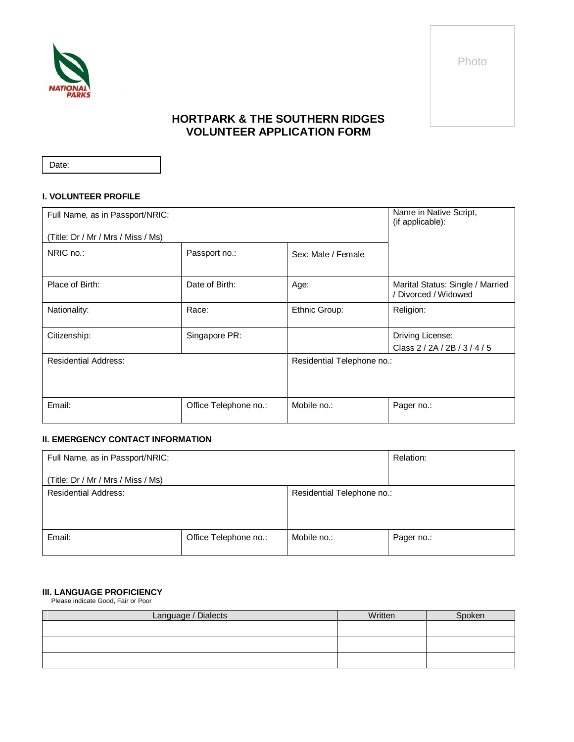NATIONAL PARKS

Photo

# HORTPARK & THE SOUTHERN RIDGES
# VOLUNTEER APPLICATION FORM

Date:

### I. VOLUNTEER PROFILE

| Full Name, as in Passport/NRIC:<br><br>(Title: Dr / Mr / Mrs / Miss / Ms) | | | Name in Native Script,<br>(if applicable): |
|---|---|---|---|
| NRIC no.: | Passport no.: | Sex: Male / Female | |
| Place of Birth: | Date of Birth: | Age: | Marital Status: Single / Married / Divorced / Widowed |
| Nationality: | Race: | Ethnic Group: | Religion: |
| Citizenship: | Singapore PR: | | Driving License:<br>Class 2 / 2A / 2B / 3 / 4 / 5 |
| Residential Address: | | Residential Telephone no.: | |
| Email: | Office Telephone no.: | Mobile no.: | Pager no.: |

### II. EMERGENCY CONTACT INFORMATION

| Full Name, as in Passport/NRIC:<br><br>(Title: Dr / Mr / Mrs / Miss / Ms) | | | Relation: |
|---|---|---|---|
| Residential Address: | | Residential Telephone no.: | |
| Email: | Office Telephone no.: | Mobile no.: | Pager no.: |

### III. LANGUAGE PROFICIENCY

Please indicate Good, Fair or Poor

| Language / Dialects | Written | Spoken |
|---|---|---|
| | | |
| | | |
| | | |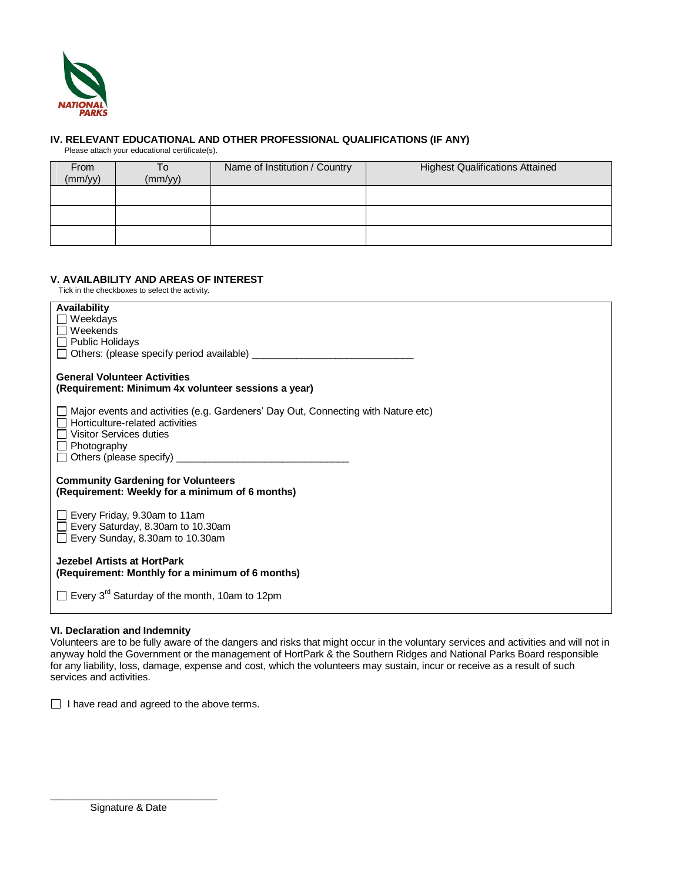NATIONAL PARKS

### IV. RELEVANT EDUCATIONAL AND OTHER PROFESSIONAL QUALIFICATIONS (IF ANY)

Please attach your educational certificate(s).

| From (mm/yy) | To (mm/yy) | Name of Institution / Country | Highest Qualifications Attained |
|---|---|---|---|
| | | | |
| | | | |
| | | | |

### V. AVAILABILITY AND AREAS OF INTEREST

Tick in the checkboxes to select the activity.

**Availability**

- ☐ Weekdays
- ☐ Weekends
- ☐ Public Holidays
- ☐ Others: (please specify period available) ____________________________

**General Volunteer Activities**
**(Requirement: Minimum 4x volunteer sessions a year)**

- ☐ Major events and activities (e.g. Gardeners' Day Out, Connecting with Nature etc)
- ☐ Horticulture-related activities
- ☐ Visitor Services duties
- ☐ Photography
- ☐ Others (please specify) ______________________________

**Community Gardening for Volunteers**
**(Requirement: Weekly for a minimum of 6 months)**

- ☐ Every Friday, 9.30am to 11am
- ☐ Every Saturday, 8.30am to 10.30am
- ☐ Every Sunday, 8.30am to 10.30am

**Jezebel Artists at HortPark**
**(Requirement: Monthly for a minimum of 6 months)**

- ☐ Every 3rd Saturday of the month, 10am to 12pm

### VI. Declaration and Indemnity

Volunteers are to be fully aware of the dangers and risks that might occur in the voluntary services and activities and will not in anyway hold the Government or the management of HortPark & the Southern Ridges and National Parks Board responsible for any liability, loss, damage, expense and cost, which the volunteers may sustain, incur or receive as a result of such services and activities.

☐ I have read and agreed to the above terms.

_____________________________

Signature & Date